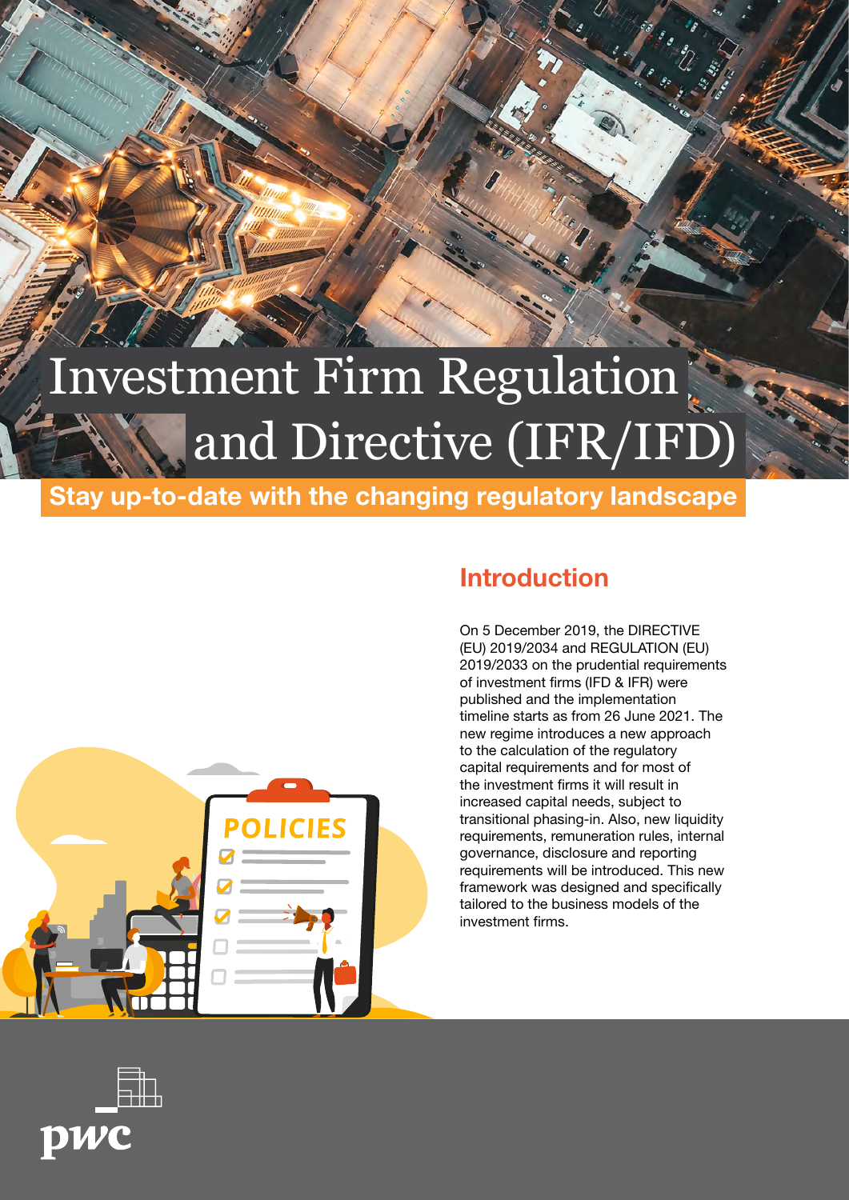# Investment Firm Regulation and Directive (IFR/IFD)

**Stay up-to-date with the changing regulatory landscape**

## Introduction

On 5 December 2019, the DIRECTIVE (EU) 2019/2034 and REGULATION (EU) 2019/2033 on the prudential requirements of investment firms (IFD & IFR) were published and the implementation timeline starts as from 26 June 2021. The new regime introduces a new approach to the calculation of the regulatory capital requirements and for most of the investment firms it will result in increased capital needs, subject to transitional phasing-in. Also, new liquidity requirements, remuneration rules, internal governance, disclosure and reporting requirements will be introduced. This new framework was designed and specifically tailored to the business models of the investment firms.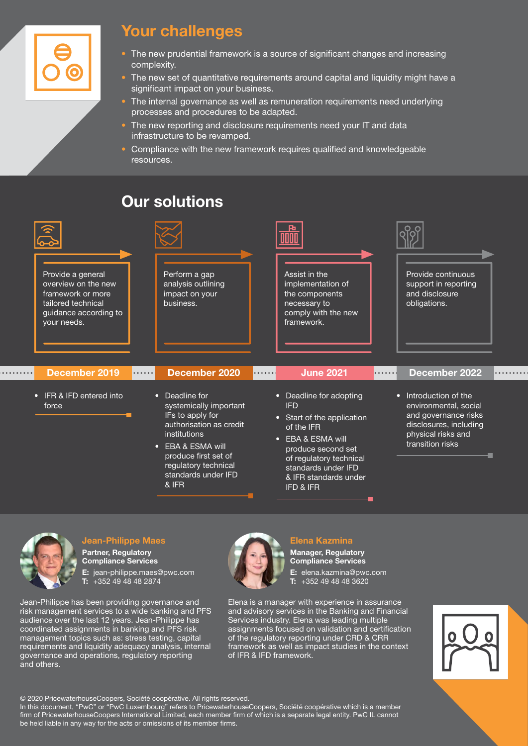## Your challenges

- The new prudential framework is a source of significant changes and increasing complexity.
- The new set of quantitative requirements around capital and liquidity might have a significant impact on your business.
- The internal governance as well as remuneration requirements need underlying processes and procedures to be adapted.
- The new reporting and disclosure requirements need your IT and data infrastructure to be revamped.
- Compliance with the new framework requires qualified and knowledgeable resources.

## Our solutions

Provide a general overview on the new framework or more tailored technical guidance according to your needs.

Perform a gap analysis outlining impact on your business.

Assist in the implementation of the components necessary to comply with the new framework.

Provide continuous support in reporting and disclosure obligations.

**December 2019**

- IFR & IFD entered into force

**December 2020**

- Deadline for systemically important IFs to apply for authorisation as credit institutions
- EBA & ESMA will produce first set of regulatory technical standards under IFD & IFR

**June 2021**

- Deadline for adopting IFD
- Start of the application of the IFR
- EBA & ESMA will produce second set of regulatory technical standards under IFD & IFR standards under IFD & IFR

**December 2022**

- Introduction of the environmental, social and governance risks disclosures, including physical risks and transition risks

### Jean-Philippe Maes

**Partner, Regulatory Compliance Services**
**E:** jean-philippe.maes@pwc.com
**T:** +352 49 48 48 2874

Jean-Philippe has been providing governance and risk management services to a wide banking and PFS audience over the last 12 years. Jean-Philippe has coordinated assignments in banking and PFS risk management topics such as: stress testing, capital requirements and liquidity adequacy analysis, internal governance and operations, regulatory reporting and others.

### Elena Kazmina

**Manager, Regulatory Compliance Services**
**E:** elena.kazmina@pwc.com
**T:** +352 49 48 48 3620

Elena is a manager with experience in assurance and advisory services in the Banking and Financial Services industry. Elena was leading multiple assignments focused on validation and certification of the regulatory reporting under CRD & CRR framework as well as impact studies in the context of IFR & IFD framework.

© 2020 PricewaterhouseCoopers, Société coopérative. All rights reserved.
In this document, "PwC" or "PwC Luxembourg" refers to PricewaterhouseCoopers, Société coopérative which is a member firm of PricewaterhouseCoopers International Limited, each member firm of which is a separate legal entity. PwC IL cannot be held liable in any way for the acts or omissions of its member firms.